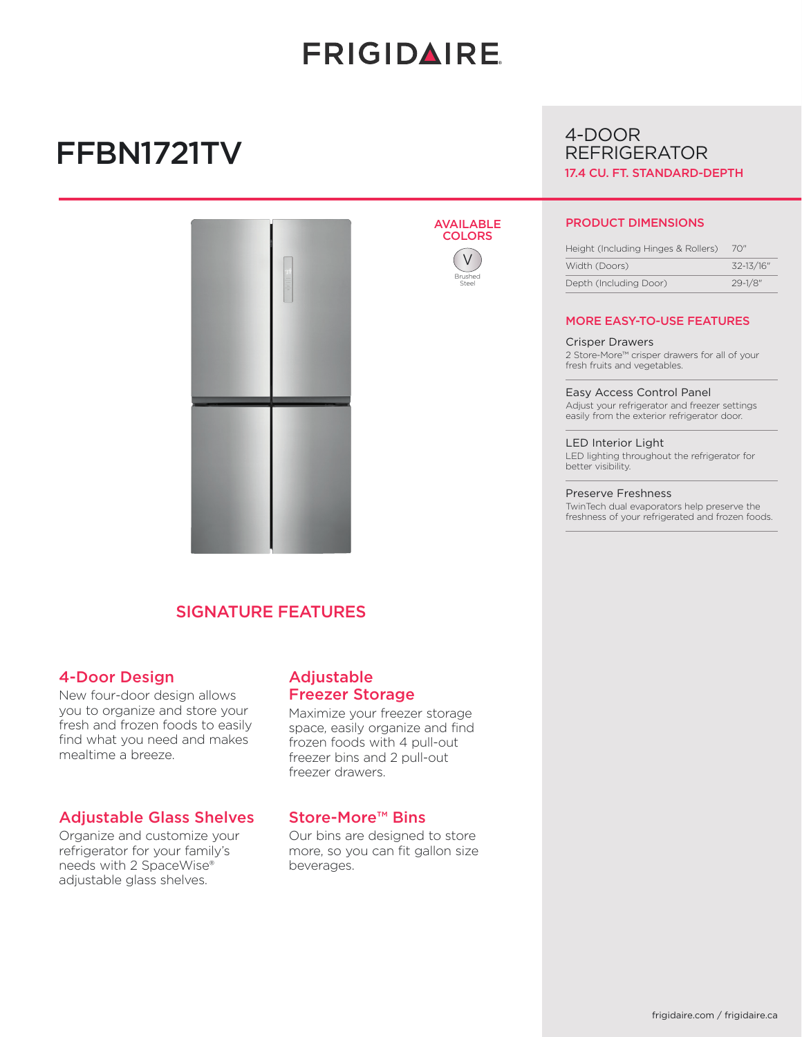# FRIGIDAIRE

# FFBN1721TV

## 4-DOOR REFRIGERATOR

**17.4 CU. FT. STANDARD-DEPTH**

### AVAILABLE COLORS

V
Brushed Steel

### PRODUCT DIMENSIONS

| | |
|---|---|
| Height (Including Hinges & Rollers) | 70" |
| Width (Doors) | 32-13/16" |
| Depth (Including Door) | 29-1/8" |

### MORE EASY-TO-USE FEATURES

**Crisper Drawers**
2 Store-More™ crisper drawers for all of your fresh fruits and vegetables.

**Easy Access Control Panel**
Adjust your refrigerator and freezer settings easily from the exterior refrigerator door.

**LED Interior Light**
LED lighting throughout the refrigerator for better visibility.

**Preserve Freshness**
TwinTech dual evaporators help preserve the freshness of your refrigerated and frozen foods.

## SIGNATURE FEATURES

### 4-Door Design
New four-door design allows you to organize and store your fresh and frozen foods to easily find what you need and makes mealtime a breeze.

### Adjustable Freezer Storage
Maximize your freezer storage space, easily organize and find frozen foods with 4 pull-out freezer bins and 2 pull-out freezer drawers.

### Adjustable Glass Shelves
Organize and customize your refrigerator for your family's needs with 2 SpaceWise® adjustable glass shelves.

### Store-More™ Bins
Our bins are designed to store more, so you can fit gallon size beverages.

frigidaire.com / frigidaire.ca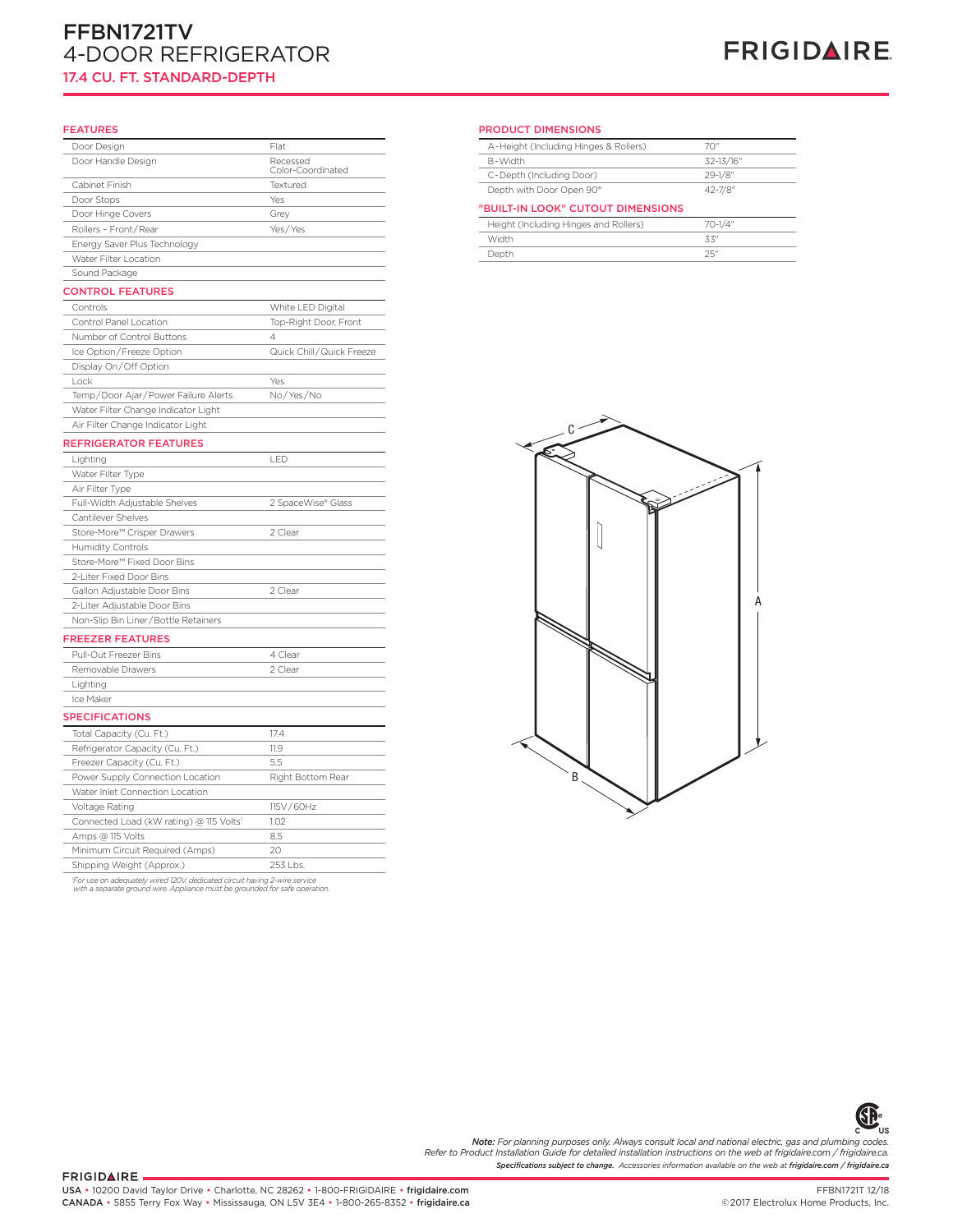# FFBN1721TV
## 4-DOOR REFRIGERATOR
### 17.4 CU. FT. STANDARD-DEPTH

FRIGIDAIRE

## FEATURES

| | |
|---|---|
| Door Design | Flat |
| Door Handle Design | Recessed Color-Coordinated |
| Cabinet Finish | Textured |
| Door Stops | Yes |
| Door Hinge Covers | Grey |
| Rollers – Front/Rear | Yes/Yes |
| Energy Saver Plus Technology | |
| Water Filter Location | |
| Sound Package | |

## CONTROL FEATURES

| | |
|---|---|
| Controls | White LED Digital |
| Control Panel Location | Top-Right Door, Front |
| Number of Control Buttons | 4 |
| Ice Option/Freeze Option | Quick Chill/Quick Freeze |
| Display On/Off Option | |
| Lock | Yes |
| Temp/Door Ajar/Power Failure Alerts | No/Yes/No |
| Water Filter Change Indicator Light | |
| Air Filter Change Indicator Light | |

## REFRIGERATOR FEATURES

| | |
|---|---|
| Lighting | LED |
| Water Filter Type | |
| Air Filter Type | |
| Full-Width Adjustable Shelves | 2 SpaceWise® Glass |
| Cantilever Shelves | |
| Store-More™ Crisper Drawers | 2 Clear |
| Humidity Controls | |
| Store-More™ Fixed Door Bins | |
| 2-Liter Fixed Door Bins | |
| Gallon Adjustable Door Bins | 2 Clear |
| 2-Liter Adjustable Door Bins | |
| Non-Slip Bin Liner/Bottle Retainers | |

## FREEZER FEATURES

| | |
|---|---|
| Pull-Out Freezer Bins | 4 Clear |
| Removable Drawers | 2 Clear |
| Lighting | |
| Ice Maker | |

## SPECIFICATIONS

| | |
|---|---|
| Total Capacity (Cu. Ft.) | 17.4 |
| Refrigerator Capacity (Cu. Ft.) | 11.9 |
| Freezer Capacity (Cu. Ft.) | 5.5 |
| Power Supply Connection Location | Right Bottom Rear |
| Water Inlet Connection Location | |
| Voltage Rating | 115V/60Hz |
| Connected Load (kW rating) @ 115 Volts[1] | 1.02 |
| Amps @ 115 Volts | 8.5 |
| Minimum Circuit Required (Amps) | 20 |
| Shipping Weight (Approx.) | 253 Lbs. |

*[1]For use on adequately wired 120V, dedicated circuit having 2-wire service with a separate ground wire. Appliance must be grounded for safe operation.*

## PRODUCT DIMENSIONS

| | |
|---|---|
| A-Height (Including Hinges & Rollers) | 70" |
| B-Width | 32-13/16" |
| C-Depth (Including Door) | 29-1/8" |
| Depth with Door Open 90° | 42-7/8" |

## "BUILT-IN LOOK" CUTOUT DIMENSIONS

| | |
|---|---|
| Height (Including Hinges and Rollers) | 70-1/4" |
| Width | 33" |
| Depth | 25" |

***Note:** For planning purposes only. Always consult local and national electric, gas and plumbing codes. Refer to Product Installation Guide for detailed installation instructions on the web at frigidaire.com / frigidaire.ca.*

***Specifications subject to change.** Accessories information available on the web at **frigidaire.com / frigidaire.ca***

FRIGIDAIRE
USA • 10200 David Taylor Drive • Charlotte, NC 28262 • 1-800-FRIGIDAIRE • **frigidaire.com**
CANADA • 5855 Terry Fox Way • Mississauga, ON L5V 3E4 • 1-800-265-8352 • **frigidaire.ca**

FFBN1721T 12/18
©2017 Electrolux Home Products, Inc.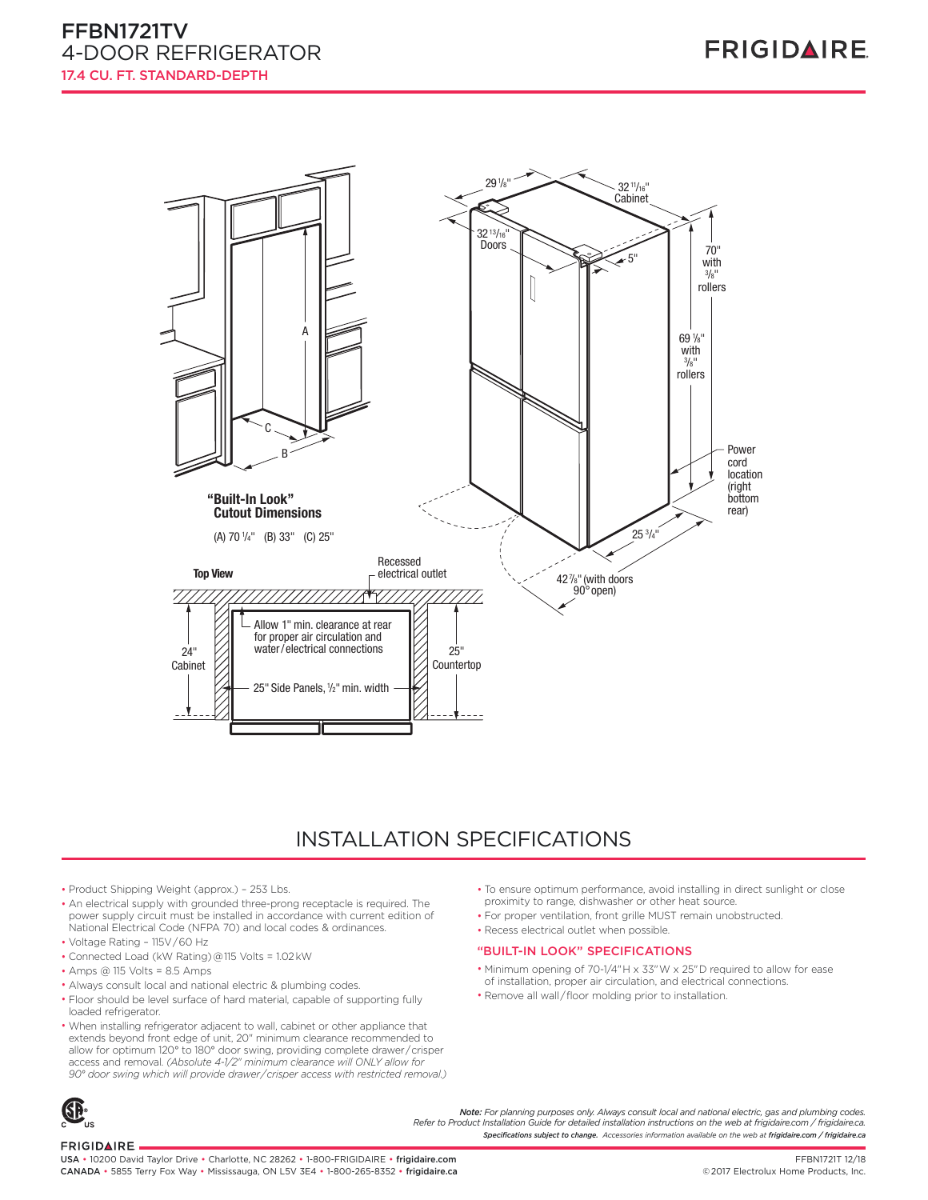# FFBN1721TV

## 4-DOOR REFRIGERATOR

### 17.4 CU. FT. STANDARD-DEPTH

FRIGIDAIRE

29 1/8"
32 11/16" Cabinet
32 13/16" Doors
5"
70" with 3/8" rollers
69 1/8" with 3/8" rollers
Power cord location (right bottom rear)
25 3/4"
42 7/8" (with doors 90° open)

A
B
C

**"Built-In Look" Cutout Dimensions**

(A) 70 1/4" (B) 33" (C) 25"

**Top View**

Recessed electrical outlet

Allow 1" min. clearance at rear for proper air circulation and water/electrical connections

24" Cabinet

25" Countertop

25" Side Panels, 1/2" min. width

## INSTALLATION SPECIFICATIONS

- Product Shipping Weight (approx.) – 253 Lbs.
- An electrical supply with grounded three-prong receptacle is required. The power supply circuit must be installed in accordance with current edition of National Electrical Code (NFPA 70) and local codes & ordinances.
- Voltage Rating – 115V/60 Hz
- Connected Load (kW Rating)@115 Volts = 1.02 kW
- Amps @ 115 Volts = 8.5 Amps
- Always consult local and national electric & plumbing codes.
- Floor should be level surface of hard material, capable of supporting fully loaded refrigerator.
- When installing refrigerator adjacent to wall, cabinet or other appliance that extends beyond front edge of unit, 20" minimum clearance recommended to allow for optimum 120° to 180° door swing, providing complete drawer/crisper access and removal. *(Absolute 4-1/2" minimum clearance will ONLY allow for 90° door swing which will provide drawer/crisper access with restricted removal.)*
- To ensure optimum performance, avoid installing in direct sunlight or close proximity to range, dishwasher or other heat source.
- For proper ventilation, front grille MUST remain unobstructed.
- Recess electrical outlet when possible.

### "BUILT-IN LOOK" SPECIFICATIONS

- Minimum opening of 70-1/4"H x 33"W x 25"D required to allow for ease of installation, proper air circulation, and electrical connections.
- Remove all wall/floor molding prior to installation.

***Note:** For planning purposes only. Always consult local and national electric, gas and plumbing codes. Refer to Product Installation Guide for detailed installation instructions on the web at frigidaire.com / frigidaire.ca.*

***Specifications subject to change.** Accessories information available on the web at **frigidaire.com / frigidaire.ca***

FRIGIDAIRE

USA • 10200 David Taylor Drive • Charlotte, NC 28262 • 1-800-FRIGIDAIRE • **frigidaire.com**

CANADA • 5855 Terry Fox Way • Mississauga, ON L5V 3E4 • 1-800-265-8352 • **frigidaire.ca**

FFBN1721T 12/18

©2017 Electrolux Home Products, Inc.